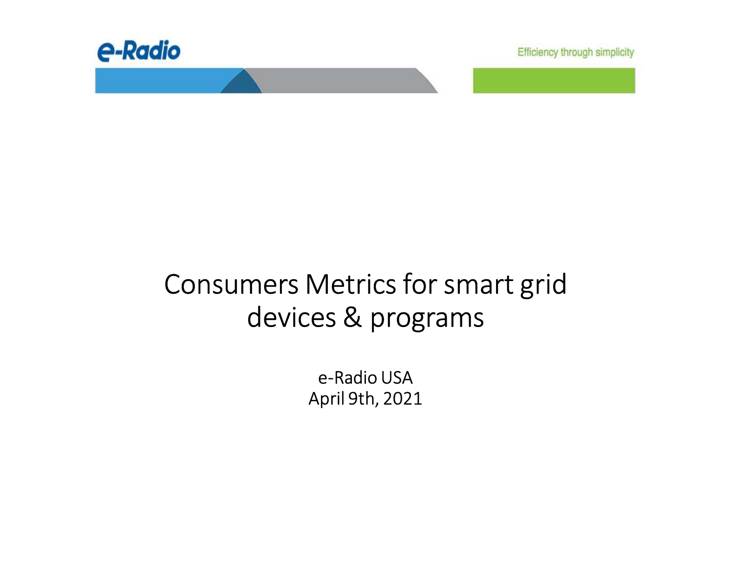e-Radio

Efficiency through simplicity

# Consumers Metrics for smart grid devices & programs

e-Radio USA
April 9th, 2021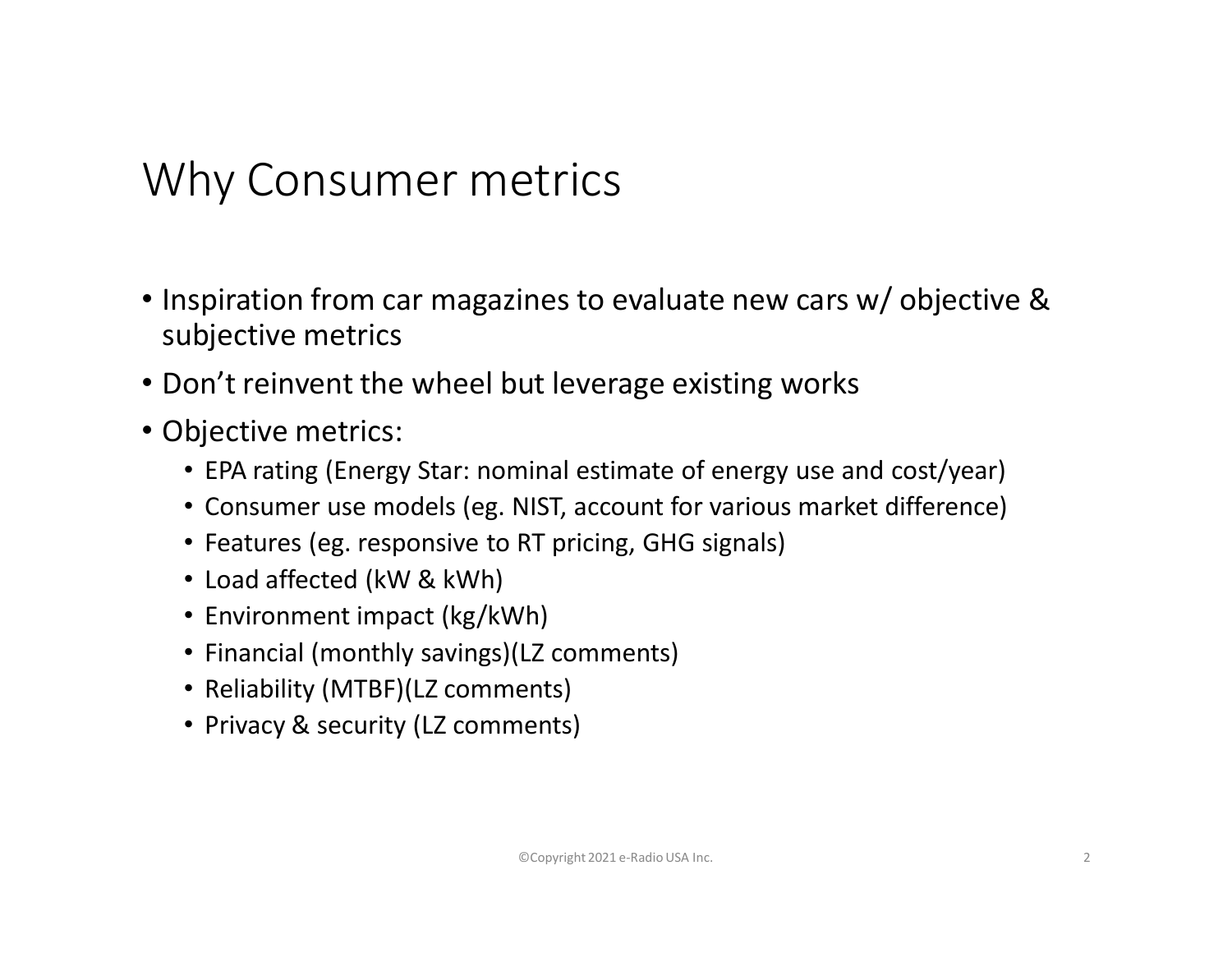# Why Consumer metrics

- Inspiration from car magazines to evaluate new cars w/ objective & subjective metrics
- Don't reinvent the wheel but leverage existing works
- Objective metrics:
  - EPA rating (Energy Star: nominal estimate of energy use and cost/year)
  - Consumer use models (eg. NIST, account for various market difference)
  - Features (eg. responsive to RT pricing, GHG signals)
  - Load affected (kW & kWh)
  - Environment impact (kg/kWh)
  - Financial (monthly savings)(LZ comments)
  - Reliability (MTBF)(LZ comments)
  - Privacy & security (LZ comments)

©Copyright 2021 e-Radio USA Inc.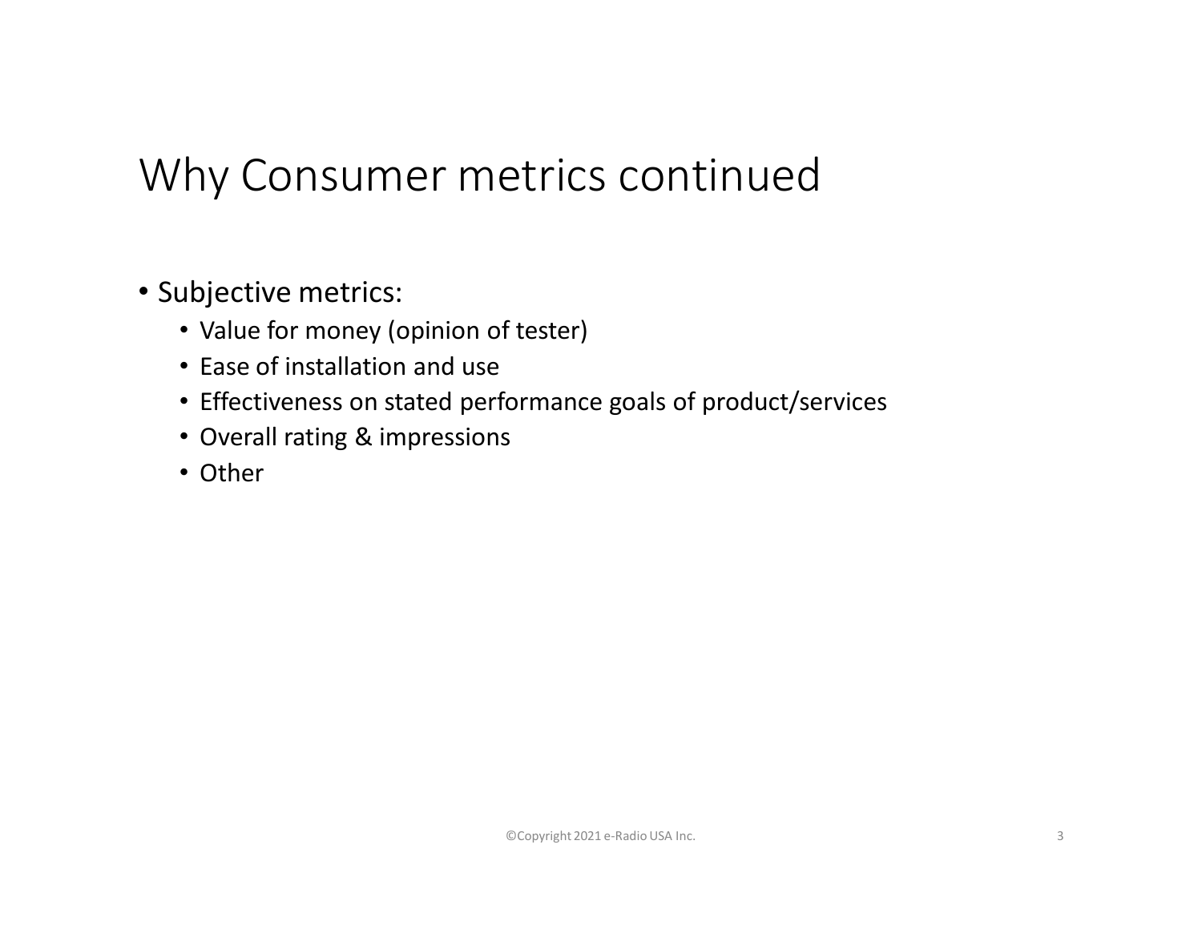# Why Consumer metrics continued

- Subjective metrics:
  - Value for money (opinion of tester)
  - Ease of installation and use
  - Effectiveness on stated performance goals of product/services
  - Overall rating & impressions
  - Other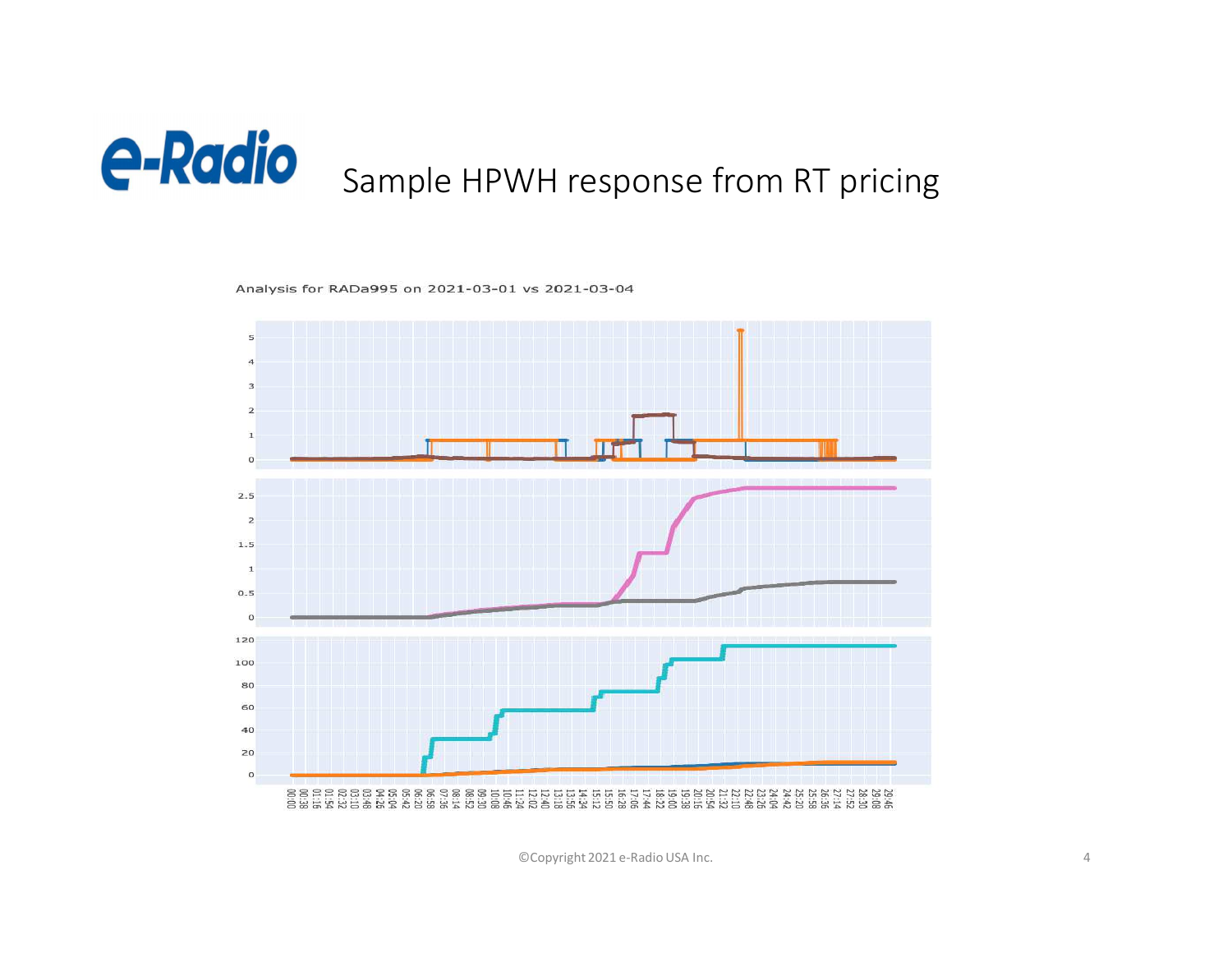# Sample HPWH response from RT pricing

Analysis for RADa995 on 2021-03-01 vs 2021-03-04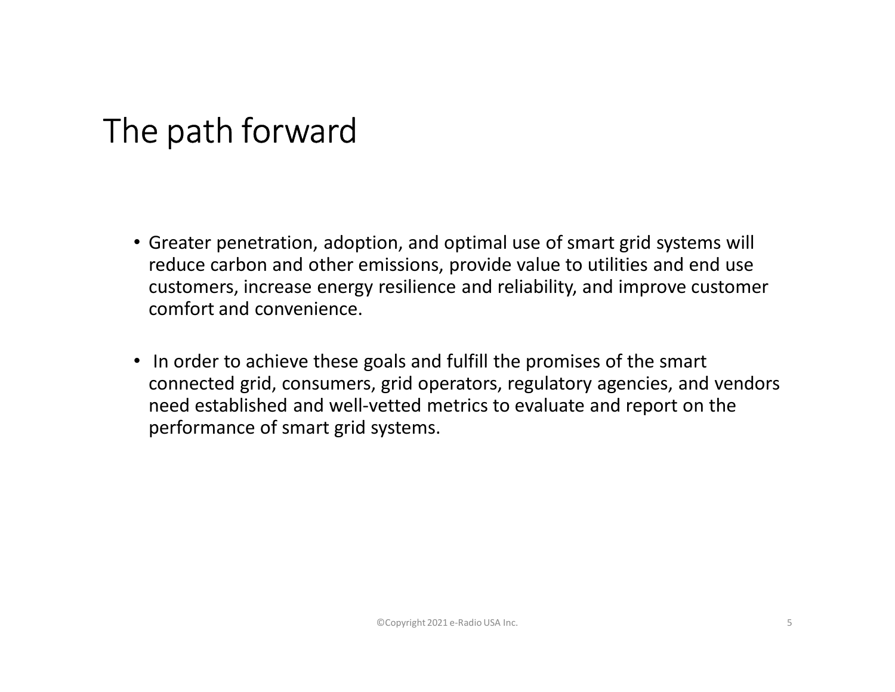# The path forward

- Greater penetration, adoption, and optimal use of smart grid systems will reduce carbon and other emissions, provide value to utilities and end use customers, increase energy resilience and reliability, and improve customer comfort and convenience.

- In order to achieve these goals and fulfill the promises of the smart connected grid, consumers, grid operators, regulatory agencies, and vendors need established and well-vetted metrics to evaluate and report on the performance of smart grid systems.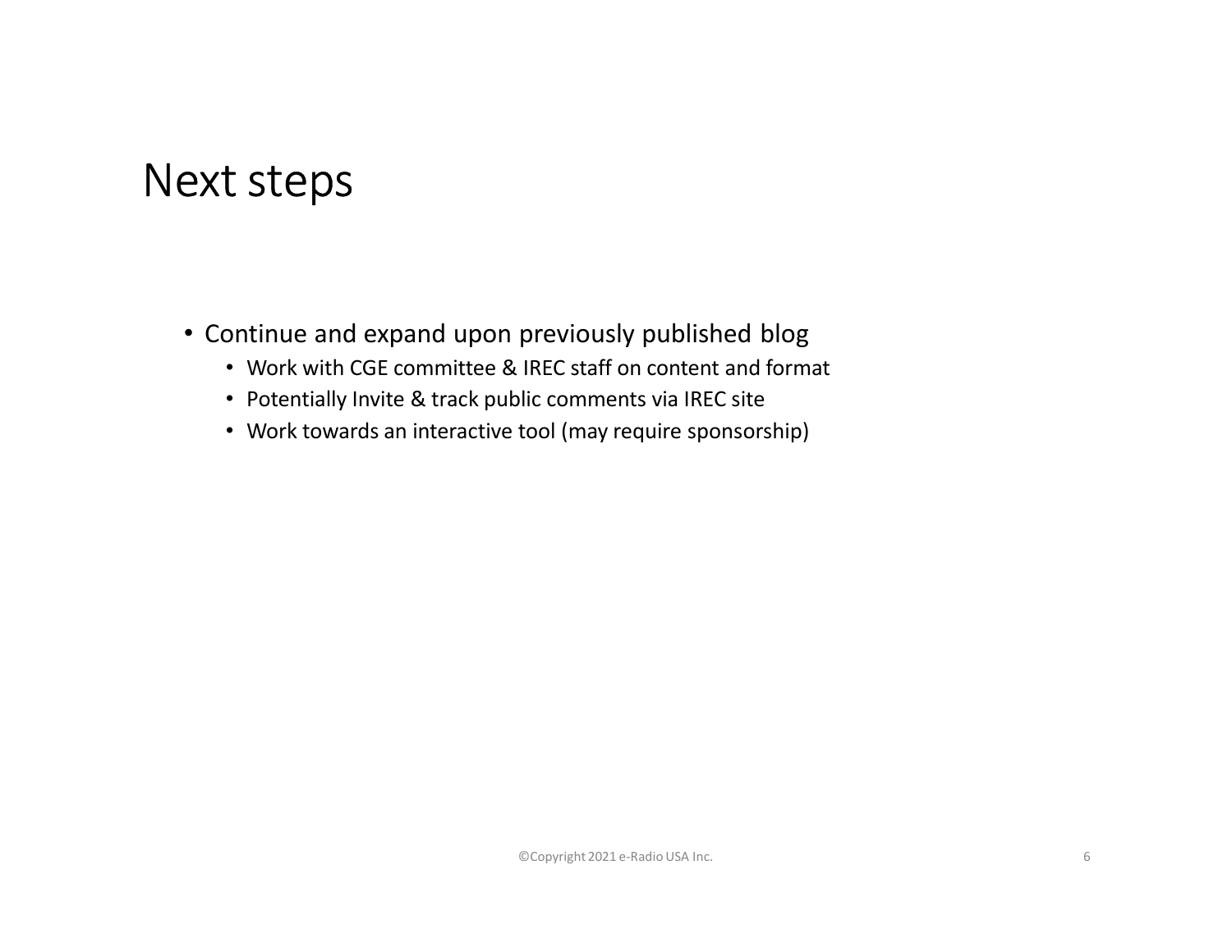# Next steps

- Continue and expand upon previously published blog
  - Work with CGE committee & IREC staff on content and format
  - Potentially Invite & track public comments via IREC site
  - Work towards an interactive tool (may require sponsorship)

©Copyright 2021 e-Radio USA Inc.